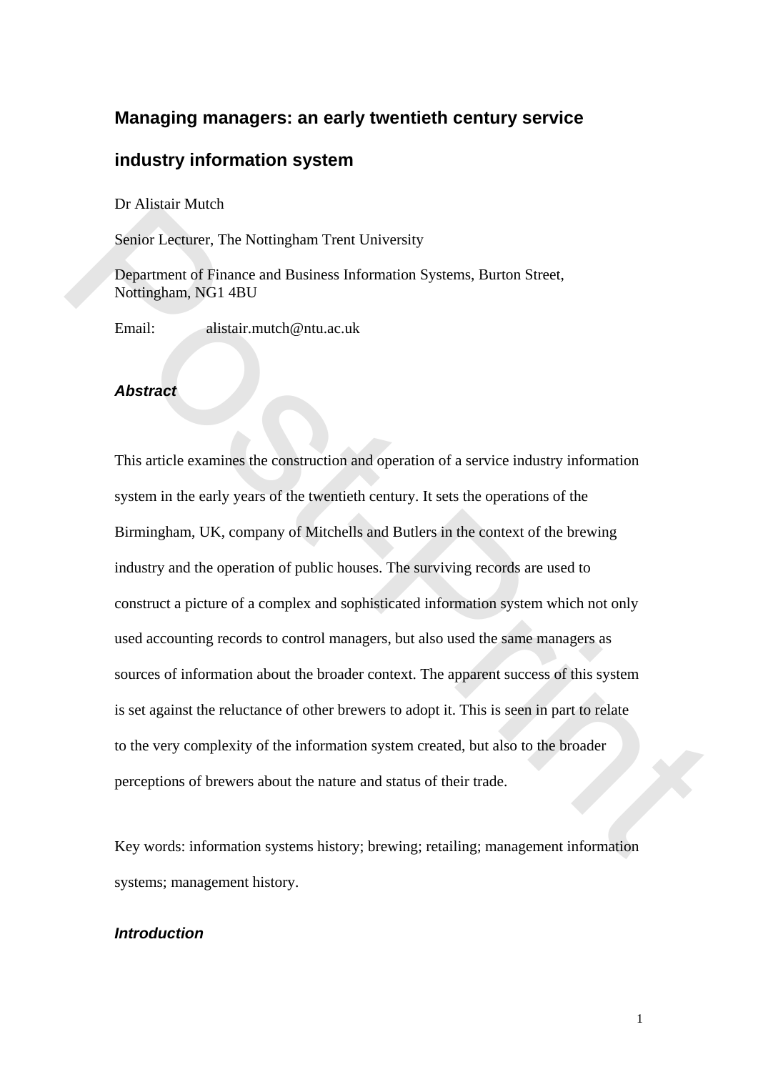# Managing managers: an early twentieth century service industry information system

Dr Alistair Mutch

Senior Lecturer, The Nottingham Trent University

Department of Finance and Business Information Systems, Burton Street, Nottingham, NG1 4BU

Email: alistair.mutch@ntu.ac.uk

### *Abstract*

This article examines the construction and operation of a service industry information system in the early years of the twentieth century. It sets the operations of the Birmingham, UK, company of Mitchells and Butlers in the context of the brewing industry and the operation of public houses. The surviving records are used to construct a picture of a complex and sophisticated information system which not only used accounting records to control managers, but also used the same managers as sources of information about the broader context. The apparent success of this system is set against the reluctance of other brewers to adopt it. This is seen in part to relate to the very complexity of the information system created, but also to the broader perceptions of brewers about the nature and status of their trade.

Key words: information systems history; brewing; retailing; management information systems; management history.

### *Introduction*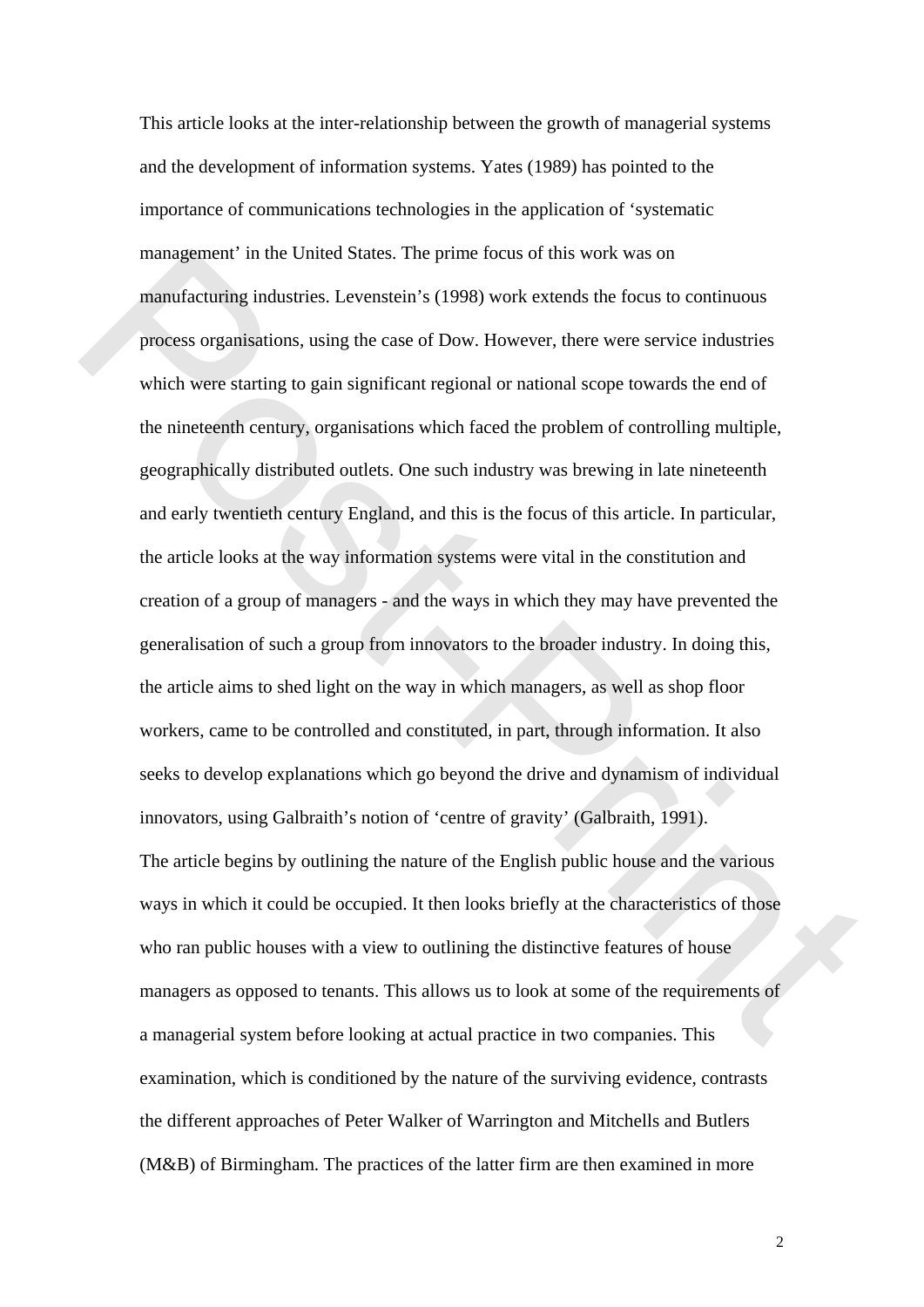This article looks at the inter-relationship between the growth of managerial systems and the development of information systems. Yates (1989) has pointed to the importance of communications technologies in the application of 'systematic management' in the United States. The prime focus of this work was on manufacturing industries. Levenstein's (1998) work extends the focus to continuous process organisations, using the case of Dow. However, there were service industries which were starting to gain significant regional or national scope towards the end of the nineteenth century, organisations which faced the problem of controlling multiple, geographically distributed outlets. One such industry was brewing in late nineteenth and early twentieth century England, and this is the focus of this article. In particular, the article looks at the way information systems were vital in the constitution and creation of a group of managers - and the ways in which they may have prevented the generalisation of such a group from innovators to the broader industry. In doing this, the article aims to shed light on the way in which managers, as well as shop floor workers, came to be controlled and constituted, in part, through information. It also seeks to develop explanations which go beyond the drive and dynamism of individual innovators, using Galbraith's notion of 'centre of gravity' (Galbraith, 1991).

The article begins by outlining the nature of the English public house and the various ways in which it could be occupied. It then looks briefly at the characteristics of those who ran public houses with a view to outlining the distinctive features of house managers as opposed to tenants. This allows us to look at some of the requirements of a managerial system before looking at actual practice in two companies. This examination, which is conditioned by the nature of the surviving evidence, contrasts the different approaches of Peter Walker of Warrington and Mitchells and Butlers (M&B) of Birmingham. The practices of the latter firm are then examined in more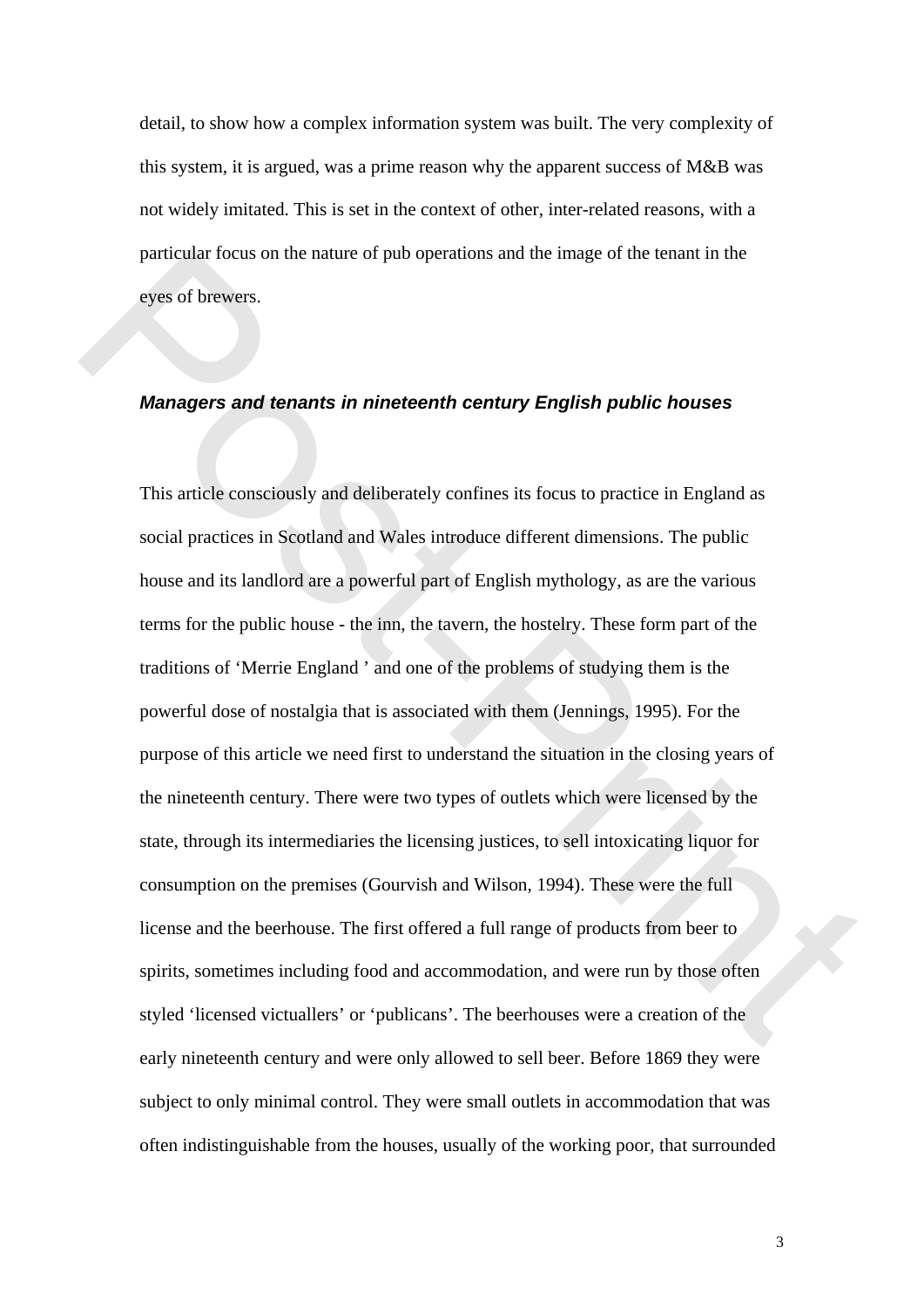detail, to show how a complex information system was built. The very complexity of this system, it is argued, was a prime reason why the apparent success of M&B was not widely imitated. This is set in the context of other, inter-related reasons, with a particular focus on the nature of pub operations and the image of the tenant in the eyes of brewers.

### *Managers and tenants in nineteenth century English public houses*

This article consciously and deliberately confines its focus to practice in England as social practices in Scotland and Wales introduce different dimensions. The public house and its landlord are a powerful part of English mythology, as are the various terms for the public house - the inn, the tavern, the hostelry. These form part of the traditions of 'Merrie England ' and one of the problems of studying them is the powerful dose of nostalgia that is associated with them (Jennings, 1995). For the purpose of this article we need first to understand the situation in the closing years of the nineteenth century. There were two types of outlets which were licensed by the state, through its intermediaries the licensing justices, to sell intoxicating liquor for consumption on the premises (Gourvish and Wilson, 1994). These were the full license and the beerhouse. The first offered a full range of products from beer to spirits, sometimes including food and accommodation, and were run by those often styled 'licensed victuallers' or 'publicans'. The beerhouses were a creation of the early nineteenth century and were only allowed to sell beer. Before 1869 they were subject to only minimal control. They were small outlets in accommodation that was often indistinguishable from the houses, usually of the working poor, that surrounded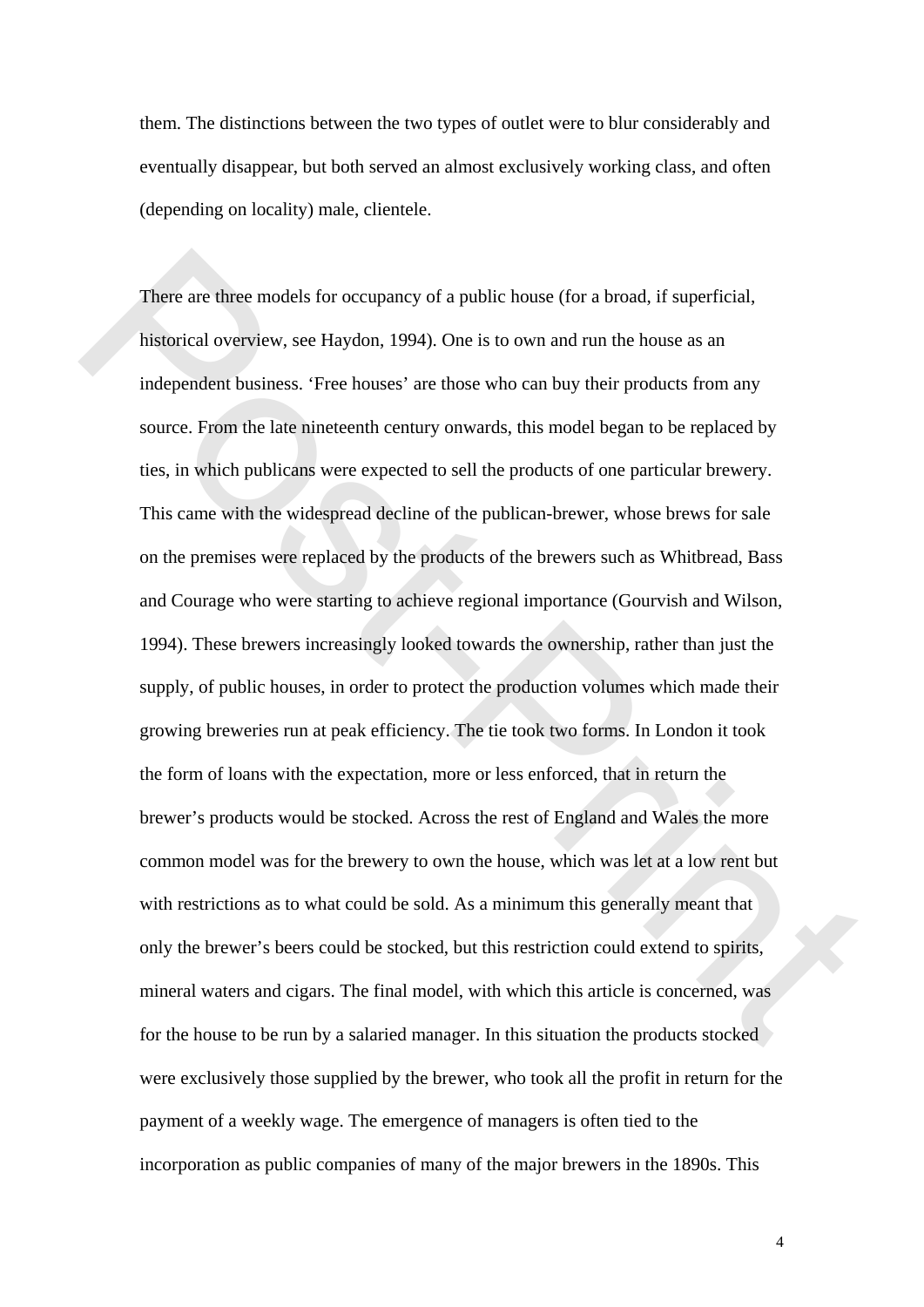them. The distinctions between the two types of outlet were to blur considerably and eventually disappear, but both served an almost exclusively working class, and often (depending on locality) male, clientele.

There are three models for occupancy of a public house (for a broad, if superficial, historical overview, see Haydon, 1994). One is to own and run the house as an independent business. 'Free houses' are those who can buy their products from any source. From the late nineteenth century onwards, this model began to be replaced by ties, in which publicans were expected to sell the products of one particular brewery. This came with the widespread decline of the publican-brewer, whose brews for sale on the premises were replaced by the products of the brewers such as Whitbread, Bass and Courage who were starting to achieve regional importance (Gourvish and Wilson, 1994). These brewers increasingly looked towards the ownership, rather than just the supply, of public houses, in order to protect the production volumes which made their growing breweries run at peak efficiency. The tie took two forms. In London it took the form of loans with the expectation, more or less enforced, that in return the brewer's products would be stocked. Across the rest of England and Wales the more common model was for the brewery to own the house, which was let at a low rent but with restrictions as to what could be sold. As a minimum this generally meant that only the brewer's beers could be stocked, but this restriction could extend to spirits, mineral waters and cigars. The final model, with which this article is concerned, was for the house to be run by a salaried manager. In this situation the products stocked were exclusively those supplied by the brewer, who took all the profit in return for the payment of a weekly wage. The emergence of managers is often tied to the incorporation as public companies of many of the major brewers in the 1890s. This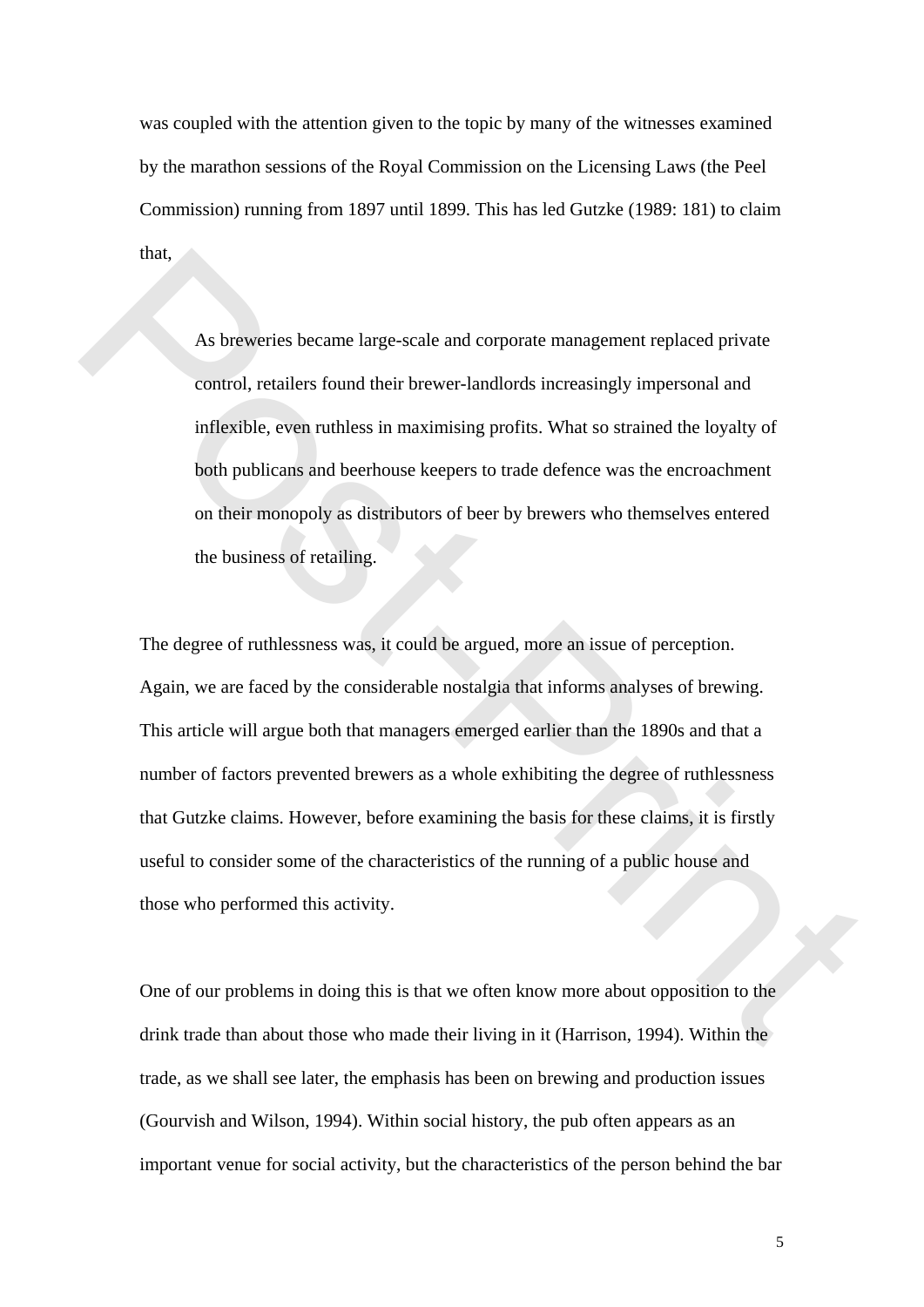was coupled with the attention given to the topic by many of the witnesses examined by the marathon sessions of the Royal Commission on the Licensing Laws (the Peel Commission) running from 1897 until 1899. This has led Gutzke (1989: 181) to claim that,

> As breweries became large-scale and corporate management replaced private control, retailers found their brewer-landlords increasingly impersonal and inflexible, even ruthless in maximising profits. What so strained the loyalty of both publicans and beerhouse keepers to trade defence was the encroachment on their monopoly as distributors of beer by brewers who themselves entered the business of retailing.

The degree of ruthlessness was, it could be argued, more an issue of perception. Again, we are faced by the considerable nostalgia that informs analyses of brewing. This article will argue both that managers emerged earlier than the 1890s and that a number of factors prevented brewers as a whole exhibiting the degree of ruthlessness that Gutzke claims. However, before examining the basis for these claims, it is firstly useful to consider some of the characteristics of the running of a public house and those who performed this activity.

One of our problems in doing this is that we often know more about opposition to the drink trade than about those who made their living in it (Harrison, 1994). Within the trade, as we shall see later, the emphasis has been on brewing and production issues (Gourvish and Wilson, 1994). Within social history, the pub often appears as an important venue for social activity, but the characteristics of the person behind the bar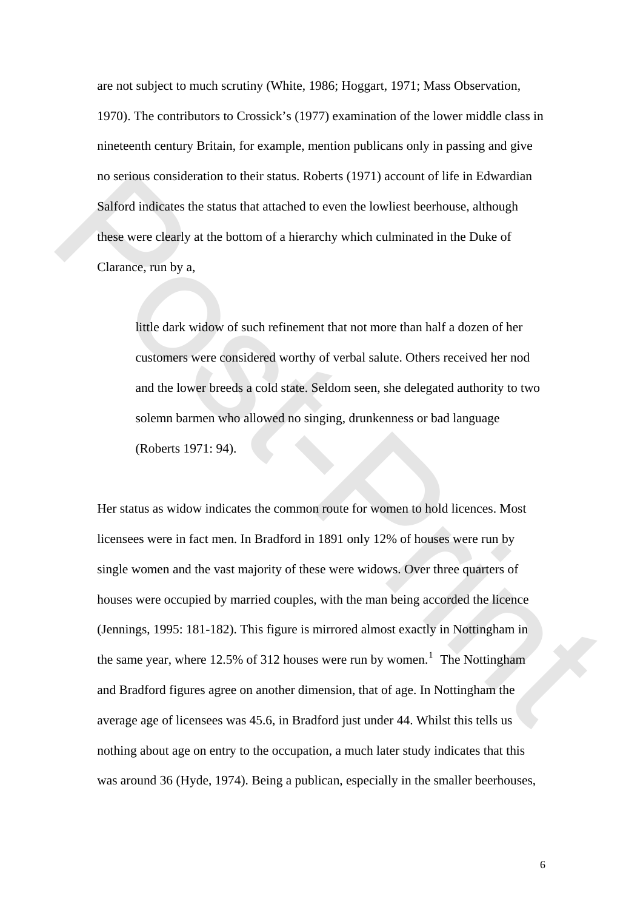are not subject to much scrutiny (White, 1986; Hoggart, 1971; Mass Observation, 1970). The contributors to Crossick's (1977) examination of the lower middle class in nineteenth century Britain, for example, mention publicans only in passing and give no serious consideration to their status. Roberts (1971) account of life in Edwardian Salford indicates the status that attached to even the lowliest beerhouse, although these were clearly at the bottom of a hierarchy which culminated in the Duke of Clarance, run by a,

> little dark widow of such refinement that not more than half a dozen of her customers were considered worthy of verbal salute. Others received her nod and the lower breeds a cold state. Seldom seen, she delegated authority to two solemn barmen who allowed no singing, drunkenness or bad language (Roberts 1971: 94).

Her status as widow indicates the common route for women to hold licences. Most licensees were in fact men. In Bradford in 1891 only 12% of houses were run by single women and the vast majority of these were widows. Over three quarters of houses were occupied by married couples, with the man being accorded the licence (Jennings, 1995: 181-182). This figure is mirrored almost exactly in Nottingham in the same year, where 12.5% of 312 houses were run by women.[1] The Nottingham and Bradford figures agree on another dimension, that of age. In Nottingham the average age of licensees was 45.6, in Bradford just under 44. Whilst this tells us nothing about age on entry to the occupation, a much later study indicates that this was around 36 (Hyde, 1974). Being a publican, especially in the smaller beerhouses,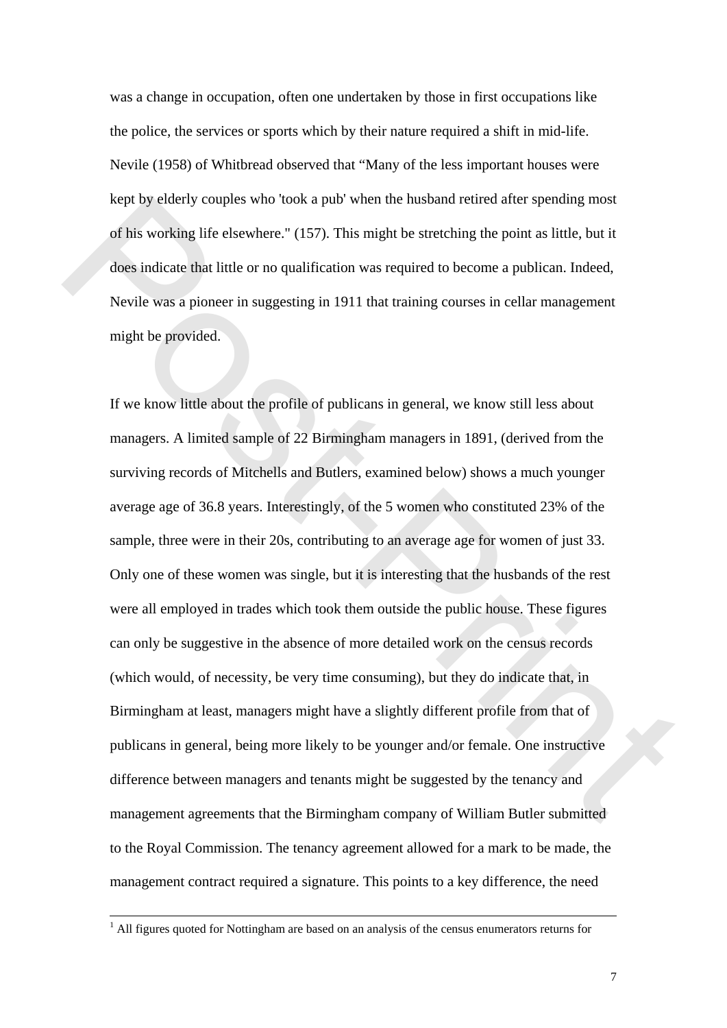was a change in occupation, often one undertaken by those in first occupations like the police, the services or sports which by their nature required a shift in mid-life. Nevile (1958) of Whitbread observed that "Many of the less important houses were kept by elderly couples who 'took a pub' when the husband retired after spending most of his working life elsewhere." (157). This might be stretching the point as little, but it does indicate that little or no qualification was required to become a publican. Indeed, Nevile was a pioneer in suggesting in 1911 that training courses in cellar management might be provided.

If we know little about the profile of publicans in general, we know still less about managers. A limited sample of 22 Birmingham managers in 1891, (derived from the surviving records of Mitchells and Butlers, examined below) shows a much younger average age of 36.8 years. Interestingly, of the 5 women who constituted 23% of the sample, three were in their 20s, contributing to an average age for women of just 33. Only one of these women was single, but it is interesting that the husbands of the rest were all employed in trades which took them outside the public house. These figures can only be suggestive in the absence of more detailed work on the census records (which would, of necessity, be very time consuming), but they do indicate that, in Birmingham at least, managers might have a slightly different profile from that of publicans in general, being more likely to be younger and/or female. One instructive difference between managers and tenants might be suggested by the tenancy and management agreements that the Birmingham company of William Butler submitted to the Royal Commission. The tenancy agreement allowed for a mark to be made, the management contract required a signature. This points to a key difference, the need

[1] All figures quoted for Nottingham are based on an analysis of the census enumerators returns for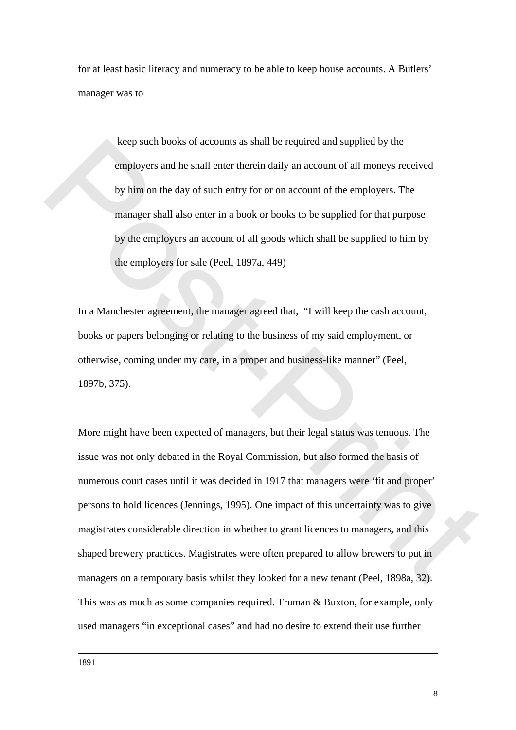for at least basic literacy and numeracy to be able to keep house accounts. A Butlers' manager was to

> keep such books of accounts as shall be required and supplied by the employers and he shall enter therein daily an account of all moneys received by him on the day of such entry for or on account of the employers. The manager shall also enter in a book or books to be supplied for that purpose by the employers an account of all goods which shall be supplied to him by the employers for sale (Peel, 1897a, 449)

In a Manchester agreement, the manager agreed that, "I will keep the cash account, books or papers belonging or relating to the business of my said employment, or otherwise, coming under my care, in a proper and business-like manner" (Peel, 1897b, 375).

More might have been expected of managers, but their legal status was tenuous. The issue was not only debated in the Royal Commission, but also formed the basis of numerous court cases until it was decided in 1917 that managers were 'fit and proper' persons to hold licences (Jennings, 1995). One impact of this uncertainty was to give magistrates considerable direction in whether to grant licences to managers, and this shaped brewery practices. Magistrates were often prepared to allow brewers to put in managers on a temporary basis whilst they looked for a new tenant (Peel, 1898a, 32). This was as much as some companies required. Truman & Buxton, for example, only used managers "in exceptional cases" and had no desire to extend their use further

---

1891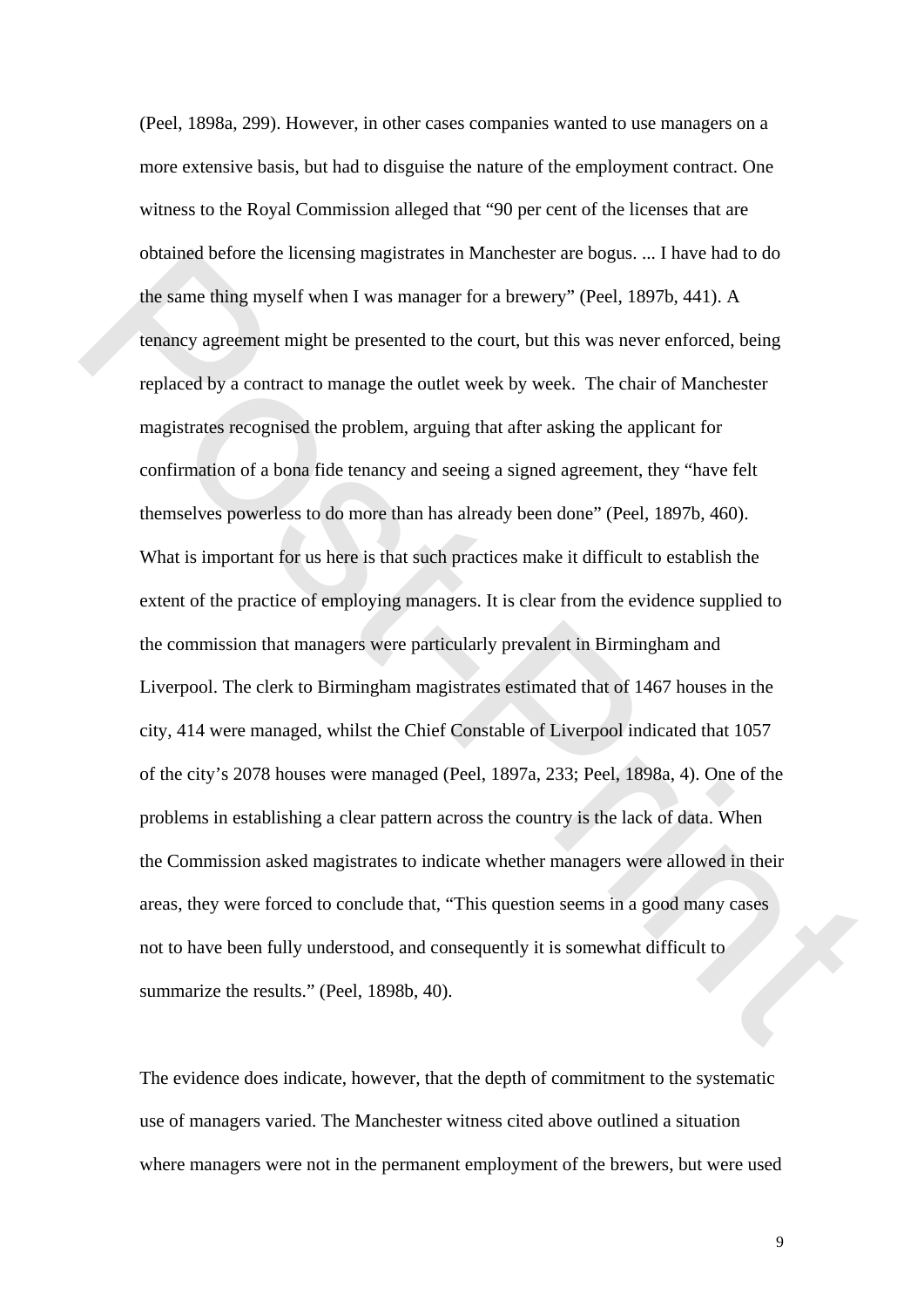(Peel, 1898a, 299). However, in other cases companies wanted to use managers on a more extensive basis, but had to disguise the nature of the employment contract. One witness to the Royal Commission alleged that "90 per cent of the licenses that are obtained before the licensing magistrates in Manchester are bogus. ... I have had to do the same thing myself when I was manager for a brewery" (Peel, 1897b, 441). A tenancy agreement might be presented to the court, but this was never enforced, being replaced by a contract to manage the outlet week by week. The chair of Manchester magistrates recognised the problem, arguing that after asking the applicant for confirmation of a bona fide tenancy and seeing a signed agreement, they "have felt themselves powerless to do more than has already been done" (Peel, 1897b, 460). What is important for us here is that such practices make it difficult to establish the extent of the practice of employing managers. It is clear from the evidence supplied to the commission that managers were particularly prevalent in Birmingham and Liverpool. The clerk to Birmingham magistrates estimated that of 1467 houses in the city, 414 were managed, whilst the Chief Constable of Liverpool indicated that 1057 of the city's 2078 houses were managed (Peel, 1897a, 233; Peel, 1898a, 4). One of the problems in establishing a clear pattern across the country is the lack of data. When the Commission asked magistrates to indicate whether managers were allowed in their areas, they were forced to conclude that, "This question seems in a good many cases not to have been fully understood, and consequently it is somewhat difficult to summarize the results." (Peel, 1898b, 40).

The evidence does indicate, however, that the depth of commitment to the systematic use of managers varied. The Manchester witness cited above outlined a situation where managers were not in the permanent employment of the brewers, but were used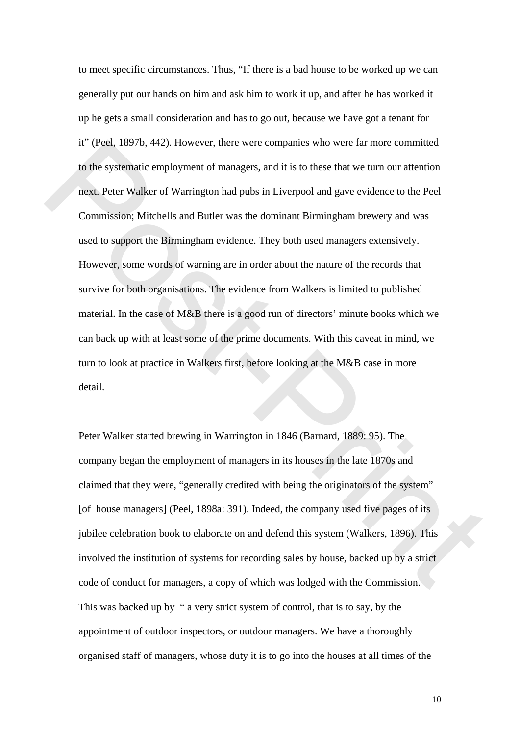to meet specific circumstances. Thus, "If there is a bad house to be worked up we can generally put our hands on him and ask him to work it up, and after he has worked it up he gets a small consideration and has to go out, because we have got a tenant for it" (Peel, 1897b, 442). However, there were companies who were far more committed to the systematic employment of managers, and it is to these that we turn our attention next. Peter Walker of Warrington had pubs in Liverpool and gave evidence to the Peel Commission; Mitchells and Butler was the dominant Birmingham brewery and was used to support the Birmingham evidence. They both used managers extensively. However, some words of warning are in order about the nature of the records that survive for both organisations. The evidence from Walkers is limited to published material. In the case of M&B there is a good run of directors' minute books which we can back up with at least some of the prime documents. With this caveat in mind, we turn to look at practice in Walkers first, before looking at the M&B case in more detail.

Peter Walker started brewing in Warrington in 1846 (Barnard, 1889: 95). The company began the employment of managers in its houses in the late 1870s and claimed that they were, "generally credited with being the originators of the system" [of house managers] (Peel, 1898a: 391). Indeed, the company used five pages of its jubilee celebration book to elaborate on and defend this system (Walkers, 1896). This involved the institution of systems for recording sales by house, backed up by a strict code of conduct for managers, a copy of which was lodged with the Commission. This was backed up by " a very strict system of control, that is to say, by the appointment of outdoor inspectors, or outdoor managers. We have a thoroughly organised staff of managers, whose duty it is to go into the houses at all times of the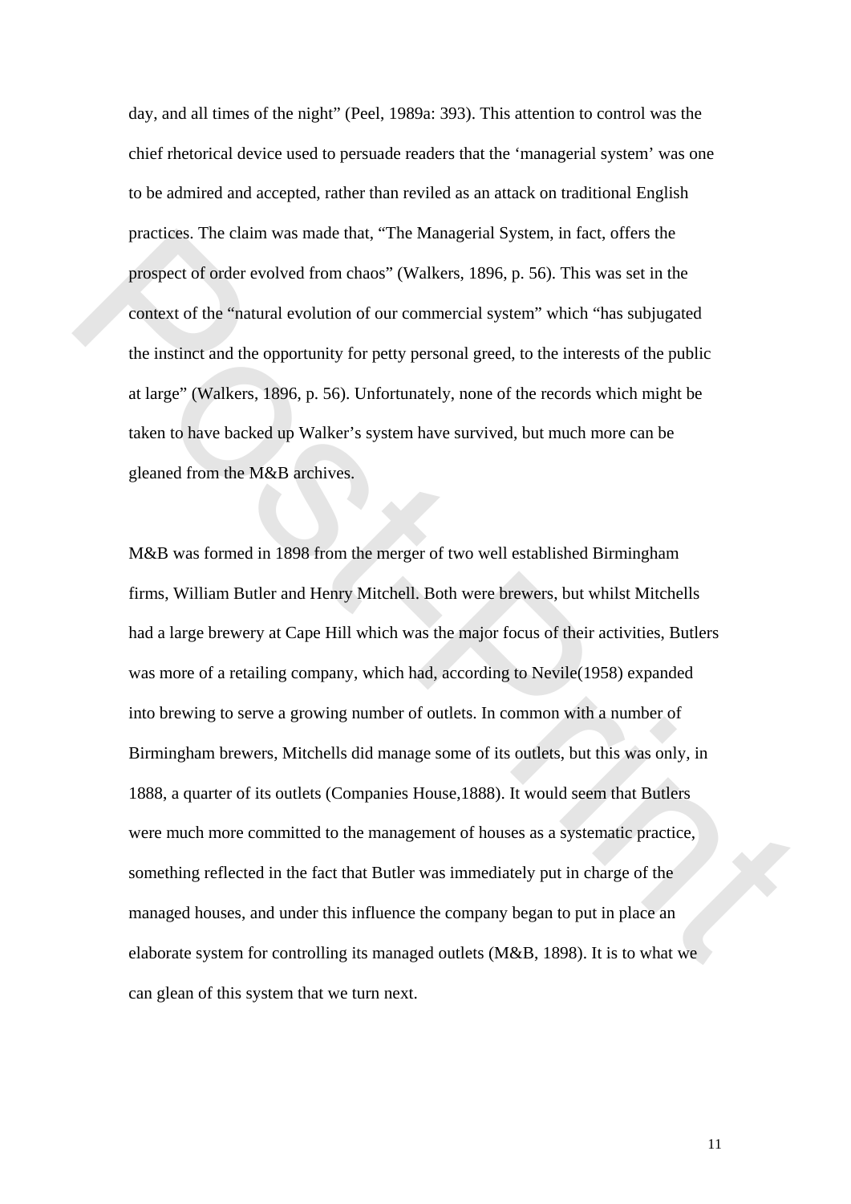day, and all times of the night" (Peel, 1989a: 393). This attention to control was the chief rhetorical device used to persuade readers that the 'managerial system' was one to be admired and accepted, rather than reviled as an attack on traditional English practices. The claim was made that, "The Managerial System, in fact, offers the prospect of order evolved from chaos" (Walkers, 1896, p. 56). This was set in the context of the "natural evolution of our commercial system" which "has subjugated the instinct and the opportunity for petty personal greed, to the interests of the public at large" (Walkers, 1896, p. 56). Unfortunately, none of the records which might be taken to have backed up Walker's system have survived, but much more can be gleaned from the M&B archives.

M&B was formed in 1898 from the merger of two well established Birmingham firms, William Butler and Henry Mitchell. Both were brewers, but whilst Mitchells had a large brewery at Cape Hill which was the major focus of their activities, Butlers was more of a retailing company, which had, according to Nevile(1958) expanded into brewing to serve a growing number of outlets. In common with a number of Birmingham brewers, Mitchells did manage some of its outlets, but this was only, in 1888, a quarter of its outlets (Companies House,1888). It would seem that Butlers were much more committed to the management of houses as a systematic practice, something reflected in the fact that Butler was immediately put in charge of the managed houses, and under this influence the company began to put in place an elaborate system for controlling its managed outlets (M&B, 1898). It is to what we can glean of this system that we turn next.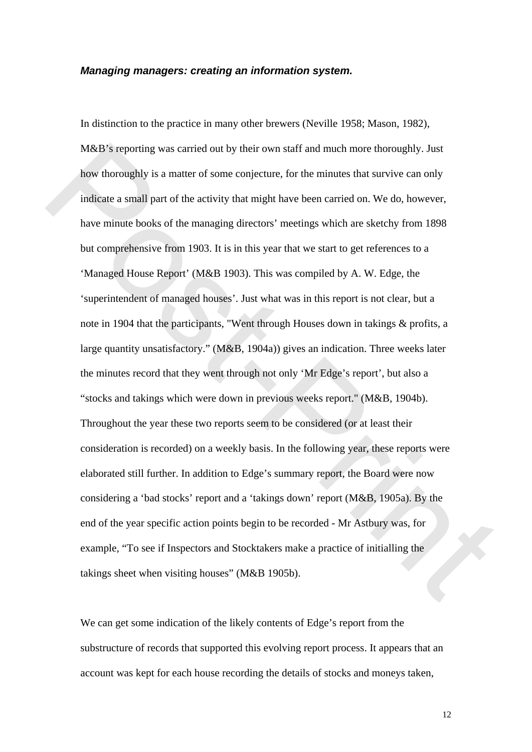***Managing managers: creating an information system.***

In distinction to the practice in many other brewers (Neville 1958; Mason, 1982), M&B's reporting was carried out by their own staff and much more thoroughly. Just how thoroughly is a matter of some conjecture, for the minutes that survive can only indicate a small part of the activity that might have been carried on. We do, however, have minute books of the managing directors' meetings which are sketchy from 1898 but comprehensive from 1903. It is in this year that we start to get references to a 'Managed House Report' (M&B 1903). This was compiled by A. W. Edge, the 'superintendent of managed houses'. Just what was in this report is not clear, but a note in 1904 that the participants, "Went through Houses down in takings & profits, a large quantity unsatisfactory." (M&B, 1904a)) gives an indication. Three weeks later the minutes record that they went through not only 'Mr Edge's report', but also a "stocks and takings which were down in previous weeks report." (M&B, 1904b). Throughout the year these two reports seem to be considered (or at least their consideration is recorded) on a weekly basis. In the following year, these reports were elaborated still further. In addition to Edge's summary report, the Board were now considering a 'bad stocks' report and a 'takings down' report (M&B, 1905a). By the end of the year specific action points begin to be recorded - Mr Astbury was, for example, "To see if Inspectors and Stocktakers make a practice of initialling the takings sheet when visiting houses" (M&B 1905b).

We can get some indication of the likely contents of Edge's report from the substructure of records that supported this evolving report process. It appears that an account was kept for each house recording the details of stocks and moneys taken,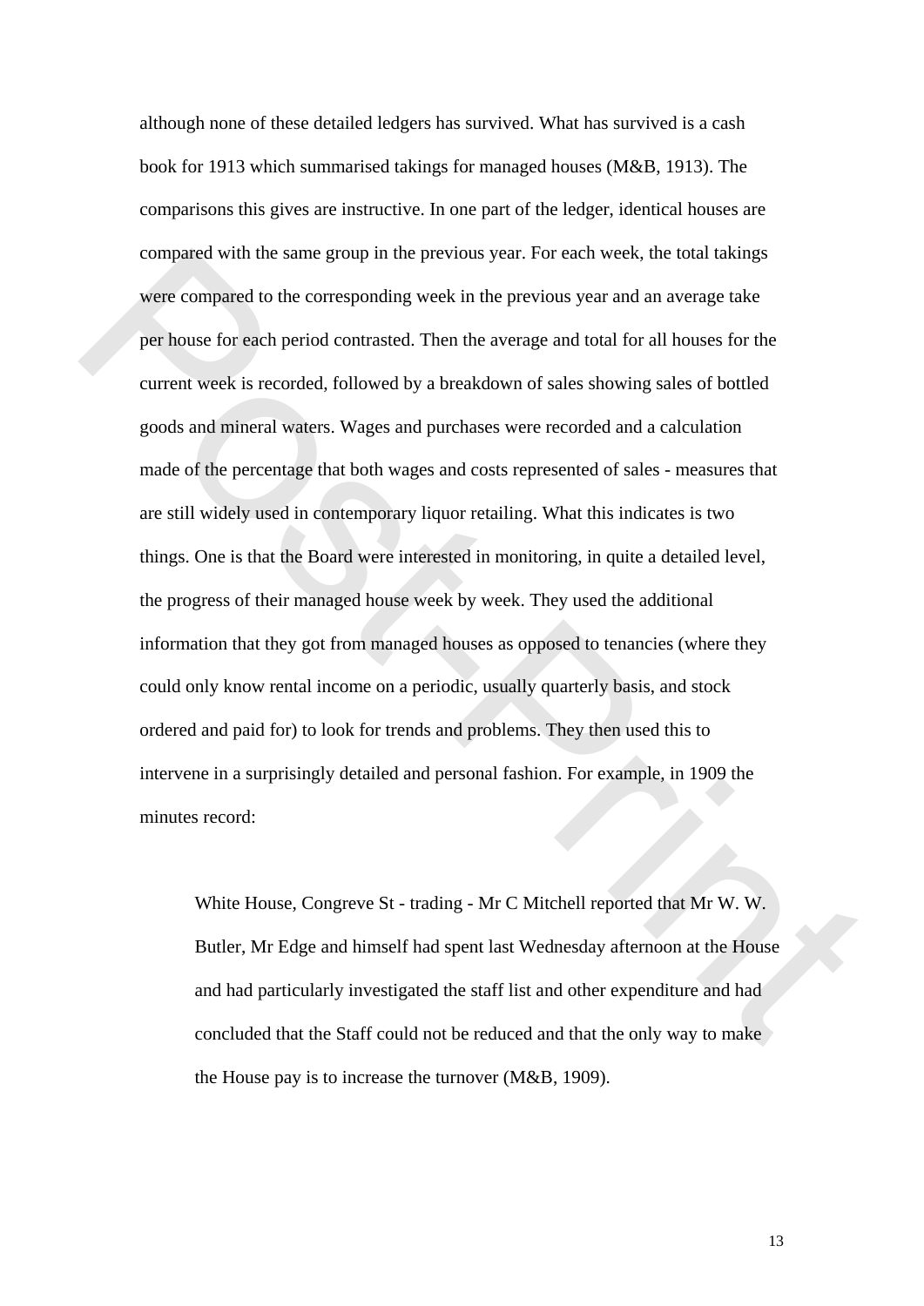although none of these detailed ledgers has survived. What has survived is a cash book for 1913 which summarised takings for managed houses (M&B, 1913). The comparisons this gives are instructive. In one part of the ledger, identical houses are compared with the same group in the previous year. For each week, the total takings were compared to the corresponding week in the previous year and an average take per house for each period contrasted. Then the average and total for all houses for the current week is recorded, followed by a breakdown of sales showing sales of bottled goods and mineral waters. Wages and purchases were recorded and a calculation made of the percentage that both wages and costs represented of sales - measures that are still widely used in contemporary liquor retailing. What this indicates is two things. One is that the Board were interested in monitoring, in quite a detailed level, the progress of their managed house week by week. They used the additional information that they got from managed houses as opposed to tenancies (where they could only know rental income on a periodic, usually quarterly basis, and stock ordered and paid for) to look for trends and problems. They then used this to intervene in a surprisingly detailed and personal fashion. For example, in 1909 the minutes record:

> White House, Congreve St - trading - Mr C Mitchell reported that Mr W. W. Butler, Mr Edge and himself had spent last Wednesday afternoon at the House and had particularly investigated the staff list and other expenditure and had concluded that the Staff could not be reduced and that the only way to make the House pay is to increase the turnover (M&B, 1909).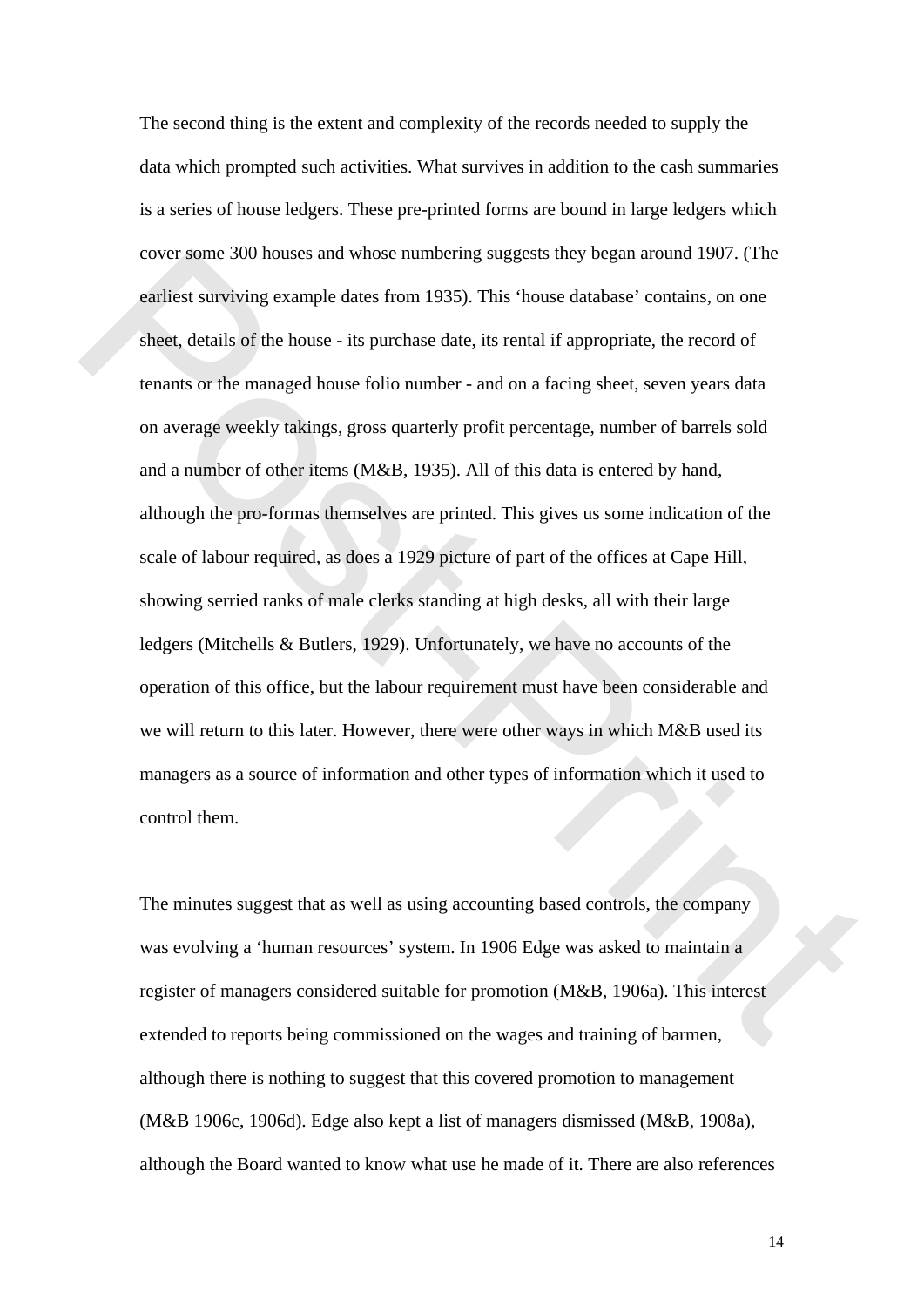The second thing is the extent and complexity of the records needed to supply the data which prompted such activities. What survives in addition to the cash summaries is a series of house ledgers. These pre-printed forms are bound in large ledgers which cover some 300 houses and whose numbering suggests they began around 1907. (The earliest surviving example dates from 1935). This 'house database' contains, on one sheet, details of the house - its purchase date, its rental if appropriate, the record of tenants or the managed house folio number - and on a facing sheet, seven years data on average weekly takings, gross quarterly profit percentage, number of barrels sold and a number of other items (M&B, 1935). All of this data is entered by hand, although the pro-formas themselves are printed. This gives us some indication of the scale of labour required, as does a 1929 picture of part of the offices at Cape Hill, showing serried ranks of male clerks standing at high desks, all with their large ledgers (Mitchells & Butlers, 1929). Unfortunately, we have no accounts of the operation of this office, but the labour requirement must have been considerable and we will return to this later. However, there were other ways in which M&B used its managers as a source of information and other types of information which it used to control them.

The minutes suggest that as well as using accounting based controls, the company was evolving a 'human resources' system. In 1906 Edge was asked to maintain a register of managers considered suitable for promotion (M&B, 1906a). This interest extended to reports being commissioned on the wages and training of barmen, although there is nothing to suggest that this covered promotion to management (M&B 1906c, 1906d). Edge also kept a list of managers dismissed (M&B, 1908a), although the Board wanted to know what use he made of it. There are also references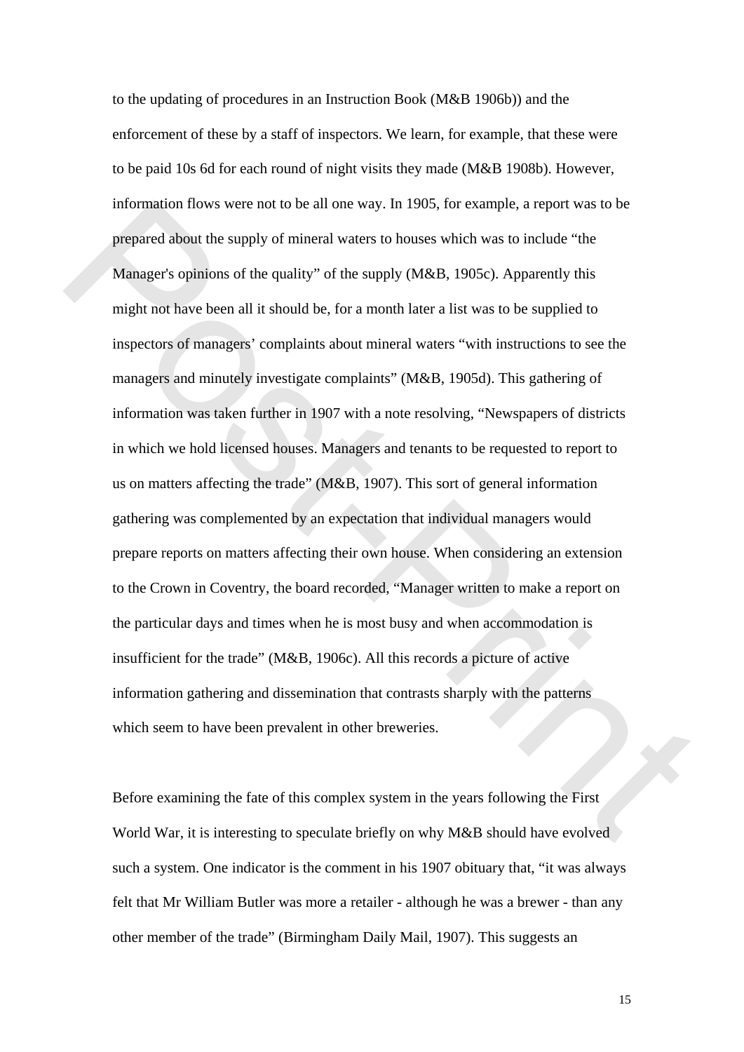to the updating of procedures in an Instruction Book (M&B 1906b)) and the enforcement of these by a staff of inspectors. We learn, for example, that these were to be paid 10s 6d for each round of night visits they made (M&B 1908b). However, information flows were not to be all one way. In 1905, for example, a report was to be prepared about the supply of mineral waters to houses which was to include "the Manager's opinions of the quality" of the supply (M&B, 1905c). Apparently this might not have been all it should be, for a month later a list was to be supplied to inspectors of managers' complaints about mineral waters "with instructions to see the managers and minutely investigate complaints" (M&B, 1905d). This gathering of information was taken further in 1907 with a note resolving, "Newspapers of districts in which we hold licensed houses. Managers and tenants to be requested to report to us on matters affecting the trade" (M&B, 1907). This sort of general information gathering was complemented by an expectation that individual managers would prepare reports on matters affecting their own house. When considering an extension to the Crown in Coventry, the board recorded, "Manager written to make a report on the particular days and times when he is most busy and when accommodation is insufficient for the trade" (M&B, 1906c). All this records a picture of active information gathering and dissemination that contrasts sharply with the patterns which seem to have been prevalent in other breweries.

Before examining the fate of this complex system in the years following the First World War, it is interesting to speculate briefly on why M&B should have evolved such a system. One indicator is the comment in his 1907 obituary that, "it was always felt that Mr William Butler was more a retailer - although he was a brewer - than any other member of the trade" (Birmingham Daily Mail, 1907). This suggests an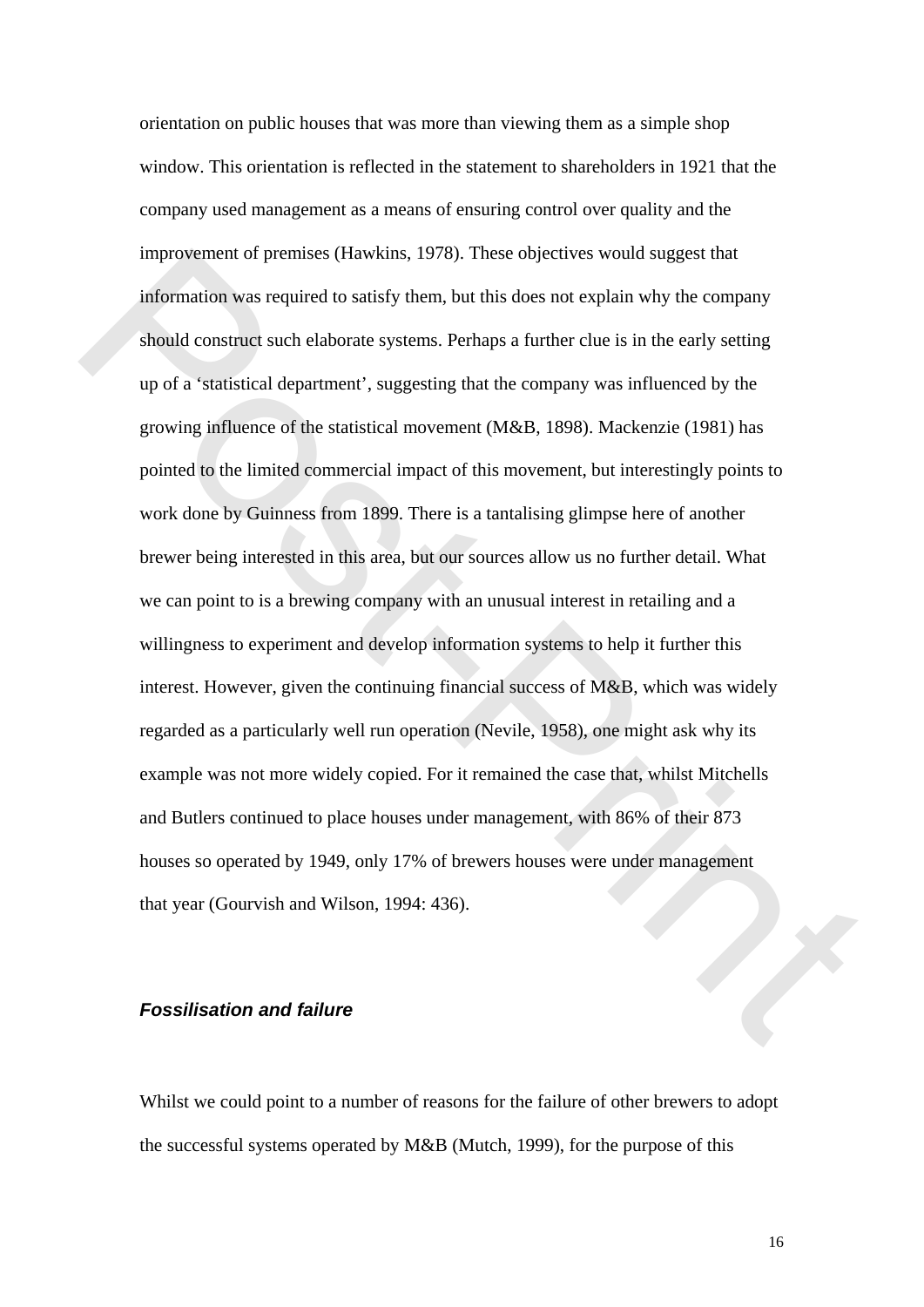orientation on public houses that was more than viewing them as a simple shop window. This orientation is reflected in the statement to shareholders in 1921 that the company used management as a means of ensuring control over quality and the improvement of premises (Hawkins, 1978). These objectives would suggest that information was required to satisfy them, but this does not explain why the company should construct such elaborate systems. Perhaps a further clue is in the early setting up of a 'statistical department', suggesting that the company was influenced by the growing influence of the statistical movement (M&B, 1898). Mackenzie (1981) has pointed to the limited commercial impact of this movement, but interestingly points to work done by Guinness from 1899. There is a tantalising glimpse here of another brewer being interested in this area, but our sources allow us no further detail. What we can point to is a brewing company with an unusual interest in retailing and a willingness to experiment and develop information systems to help it further this interest. However, given the continuing financial success of M&B, which was widely regarded as a particularly well run operation (Nevile, 1958), one might ask why its example was not more widely copied. For it remained the case that, whilst Mitchells and Butlers continued to place houses under management, with 86% of their 873 houses so operated by 1949, only 17% of brewers houses were under management that year (Gourvish and Wilson, 1994: 436).

### *Fossilisation and failure*

Whilst we could point to a number of reasons for the failure of other brewers to adopt the successful systems operated by M&B (Mutch, 1999), for the purpose of this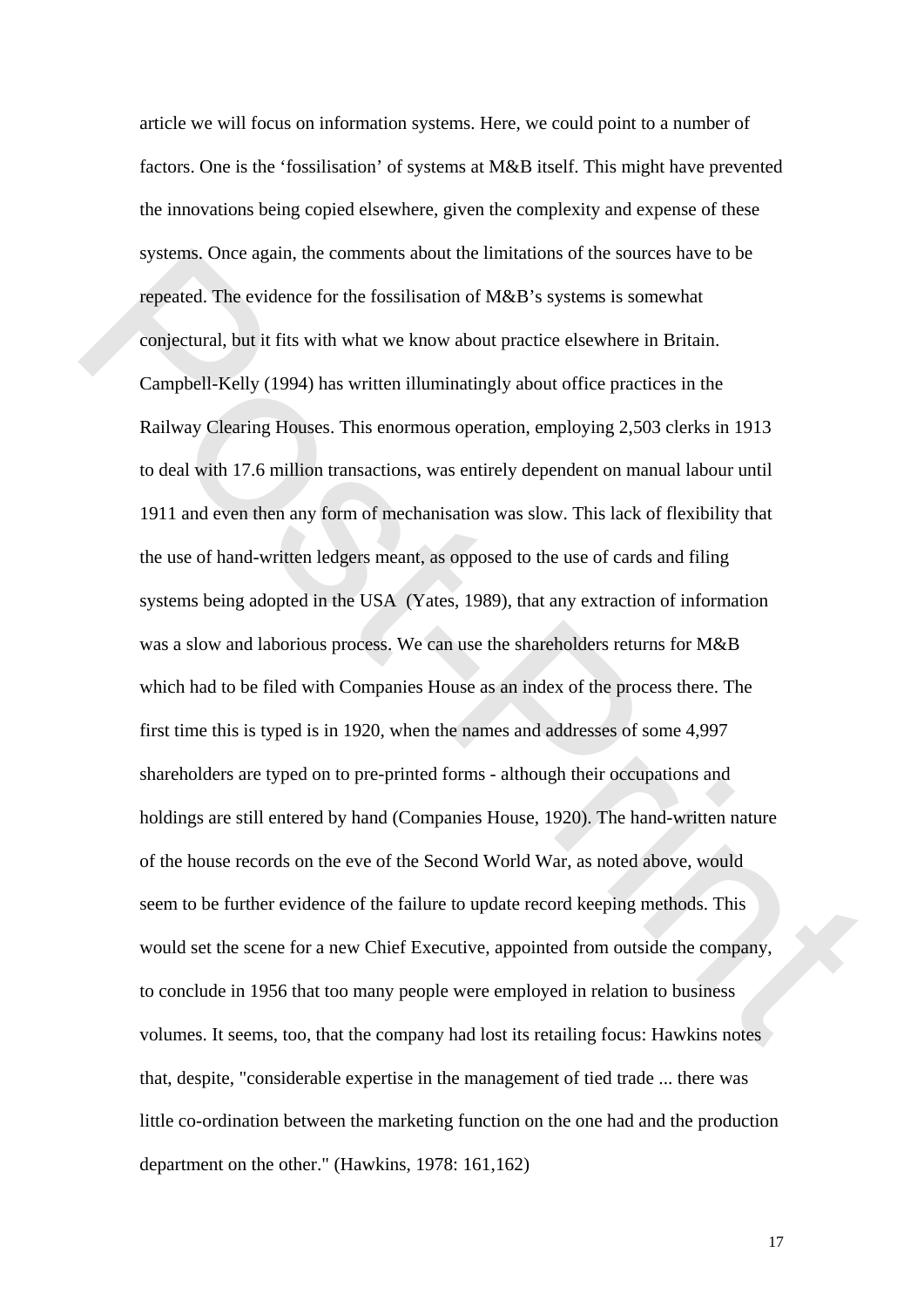article we will focus on information systems. Here, we could point to a number of factors. One is the 'fossilisation' of systems at M&B itself. This might have prevented the innovations being copied elsewhere, given the complexity and expense of these systems. Once again, the comments about the limitations of the sources have to be repeated. The evidence for the fossilisation of M&B's systems is somewhat conjectural, but it fits with what we know about practice elsewhere in Britain. Campbell-Kelly (1994) has written illuminatingly about office practices in the Railway Clearing Houses. This enormous operation, employing 2,503 clerks in 1913 to deal with 17.6 million transactions, was entirely dependent on manual labour until 1911 and even then any form of mechanisation was slow. This lack of flexibility that the use of hand-written ledgers meant, as opposed to the use of cards and filing systems being adopted in the USA (Yates, 1989), that any extraction of information was a slow and laborious process. We can use the shareholders returns for M&B which had to be filed with Companies House as an index of the process there. The first time this is typed is in 1920, when the names and addresses of some 4,997 shareholders are typed on to pre-printed forms - although their occupations and holdings are still entered by hand (Companies House, 1920). The hand-written nature of the house records on the eve of the Second World War, as noted above, would seem to be further evidence of the failure to update record keeping methods. This would set the scene for a new Chief Executive, appointed from outside the company, to conclude in 1956 that too many people were employed in relation to business volumes. It seems, too, that the company had lost its retailing focus: Hawkins notes that, despite, "considerable expertise in the management of tied trade ... there was little co-ordination between the marketing function on the one had and the production department on the other." (Hawkins, 1978: 161,162)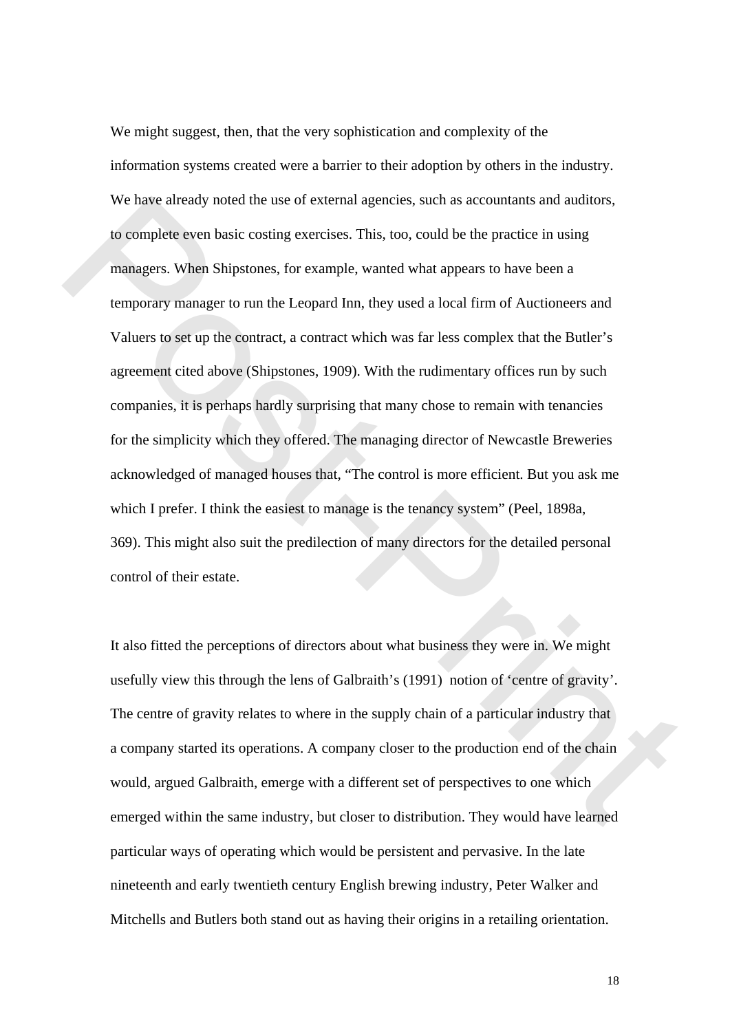We might suggest, then, that the very sophistication and complexity of the information systems created were a barrier to their adoption by others in the industry. We have already noted the use of external agencies, such as accountants and auditors, to complete even basic costing exercises. This, too, could be the practice in using managers. When Shipstones, for example, wanted what appears to have been a temporary manager to run the Leopard Inn, they used a local firm of Auctioneers and Valuers to set up the contract, a contract which was far less complex that the Butler's agreement cited above (Shipstones, 1909). With the rudimentary offices run by such companies, it is perhaps hardly surprising that many chose to remain with tenancies for the simplicity which they offered. The managing director of Newcastle Breweries acknowledged of managed houses that, "The control is more efficient. But you ask me which I prefer. I think the easiest to manage is the tenancy system" (Peel, 1898a, 369). This might also suit the predilection of many directors for the detailed personal control of their estate.

It also fitted the perceptions of directors about what business they were in. We might usefully view this through the lens of Galbraith's (1991) notion of 'centre of gravity'. The centre of gravity relates to where in the supply chain of a particular industry that a company started its operations. A company closer to the production end of the chain would, argued Galbraith, emerge with a different set of perspectives to one which emerged within the same industry, but closer to distribution. They would have learned particular ways of operating which would be persistent and pervasive. In the late nineteenth and early twentieth century English brewing industry, Peter Walker and Mitchells and Butlers both stand out as having their origins in a retailing orientation.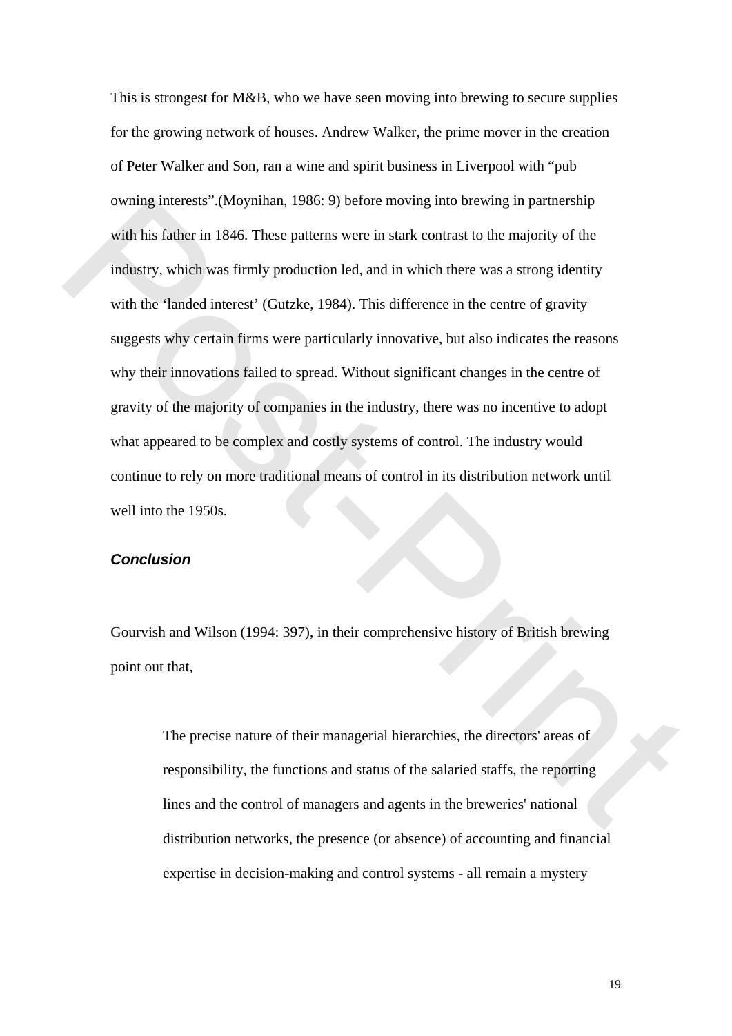This is strongest for M&B, who we have seen moving into brewing to secure supplies for the growing network of houses. Andrew Walker, the prime mover in the creation of Peter Walker and Son, ran a wine and spirit business in Liverpool with "pub owning interests".(Moynihan, 1986: 9) before moving into brewing in partnership with his father in 1846. These patterns were in stark contrast to the majority of the industry, which was firmly production led, and in which there was a strong identity with the 'landed interest' (Gutzke, 1984). This difference in the centre of gravity suggests why certain firms were particularly innovative, but also indicates the reasons why their innovations failed to spread. Without significant changes in the centre of gravity of the majority of companies in the industry, there was no incentive to adopt what appeared to be complex and costly systems of control. The industry would continue to rely on more traditional means of control in its distribution network until well into the 1950s.

### *Conclusion*

Gourvish and Wilson (1994: 397), in their comprehensive history of British brewing point out that,

> The precise nature of their managerial hierarchies, the directors' areas of responsibility, the functions and status of the salaried staffs, the reporting lines and the control of managers and agents in the breweries' national distribution networks, the presence (or absence) of accounting and financial expertise in decision-making and control systems - all remain a mystery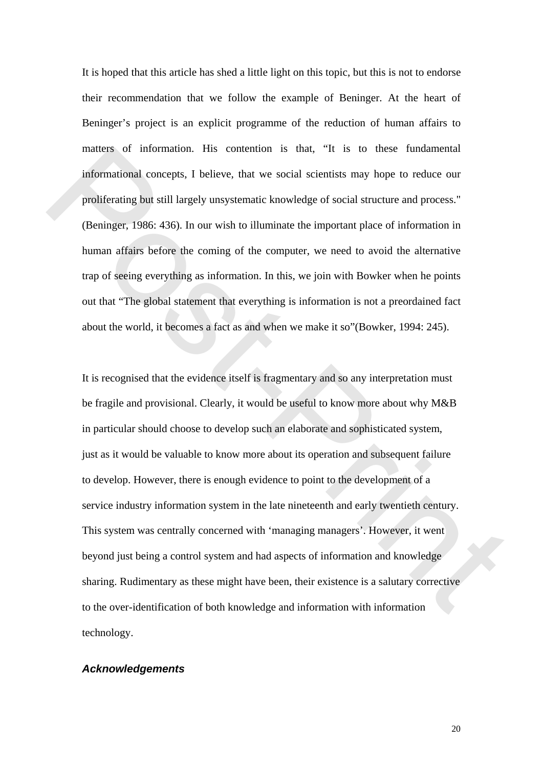It is hoped that this article has shed a little light on this topic, but this is not to endorse their recommendation that we follow the example of Beninger. At the heart of Beninger's project is an explicit programme of the reduction of human affairs to matters of information. His contention is that, "It is to these fundamental informational concepts, I believe, that we social scientists may hope to reduce our proliferating but still largely unsystematic knowledge of social structure and process." (Beninger, 1986: 436). In our wish to illuminate the important place of information in human affairs before the coming of the computer, we need to avoid the alternative trap of seeing everything as information. In this, we join with Bowker when he points out that "The global statement that everything is information is not a preordained fact about the world, it becomes a fact as and when we make it so"(Bowker, 1994: 245).

It is recognised that the evidence itself is fragmentary and so any interpretation must be fragile and provisional. Clearly, it would be useful to know more about why M&B in particular should choose to develop such an elaborate and sophisticated system, just as it would be valuable to know more about its operation and subsequent failure to develop. However, there is enough evidence to point to the development of a service industry information system in the late nineteenth and early twentieth century. This system was centrally concerned with 'managing managers'. However, it went beyond just being a control system and had aspects of information and knowledge sharing. Rudimentary as these might have been, their existence is a salutary corrective to the over-identification of both knowledge and information with information technology.

### *Acknowledgements*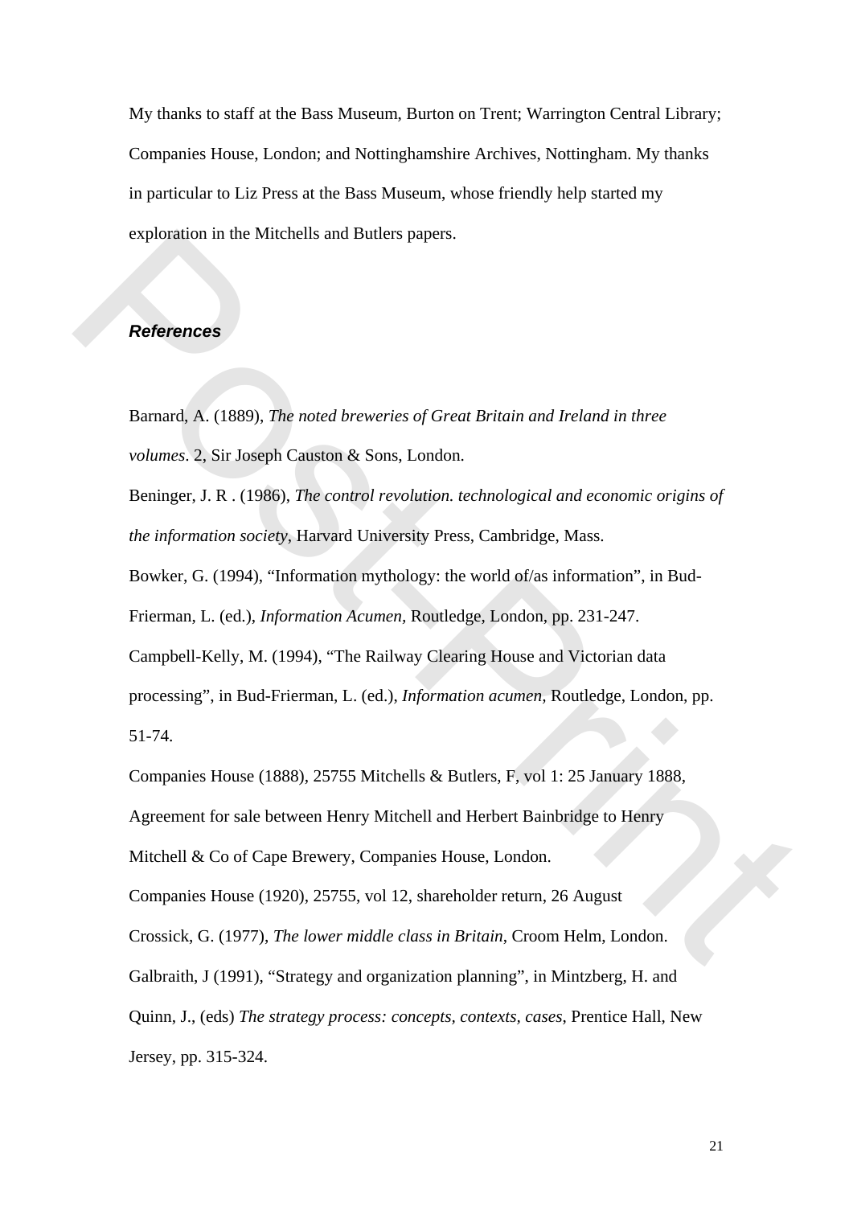My thanks to staff at the Bass Museum, Burton on Trent; Warrington Central Library; Companies House, London; and Nottinghamshire Archives, Nottingham. My thanks in particular to Liz Press at the Bass Museum, whose friendly help started my exploration in the Mitchells and Butlers papers.

## ***References***

Barnard, A. (1889), *The noted breweries of Great Britain and Ireland in three volumes*. 2, Sir Joseph Causton & Sons, London.

Beninger, J. R . (1986), *The control revolution. technological and economic origins of the information society*, Harvard University Press, Cambridge, Mass.

Bowker, G. (1994), "Information mythology: the world of/as information", in Bud-Frierman, L. (ed.), *Information Acumen,* Routledge, London, pp. 231-247.

Campbell-Kelly, M. (1994), "The Railway Clearing House and Victorian data processing", in Bud-Frierman, L. (ed.), *Information acumen,* Routledge, London, pp. 51-74.

Companies House (1888), 25755 Mitchells & Butlers, F, vol 1: 25 January 1888, Agreement for sale between Henry Mitchell and Herbert Bainbridge to Henry Mitchell & Co of Cape Brewery, Companies House, London.

Companies House (1920), 25755, vol 12, shareholder return, 26 August

Crossick, G. (1977), *The lower middle class in Britain*, Croom Helm, London.

Galbraith, J (1991), "Strategy and organization planning", in Mintzberg, H. and Quinn, J., (eds) *The strategy process: concepts, contexts, cases*, Prentice Hall, New Jersey, pp. 315-324.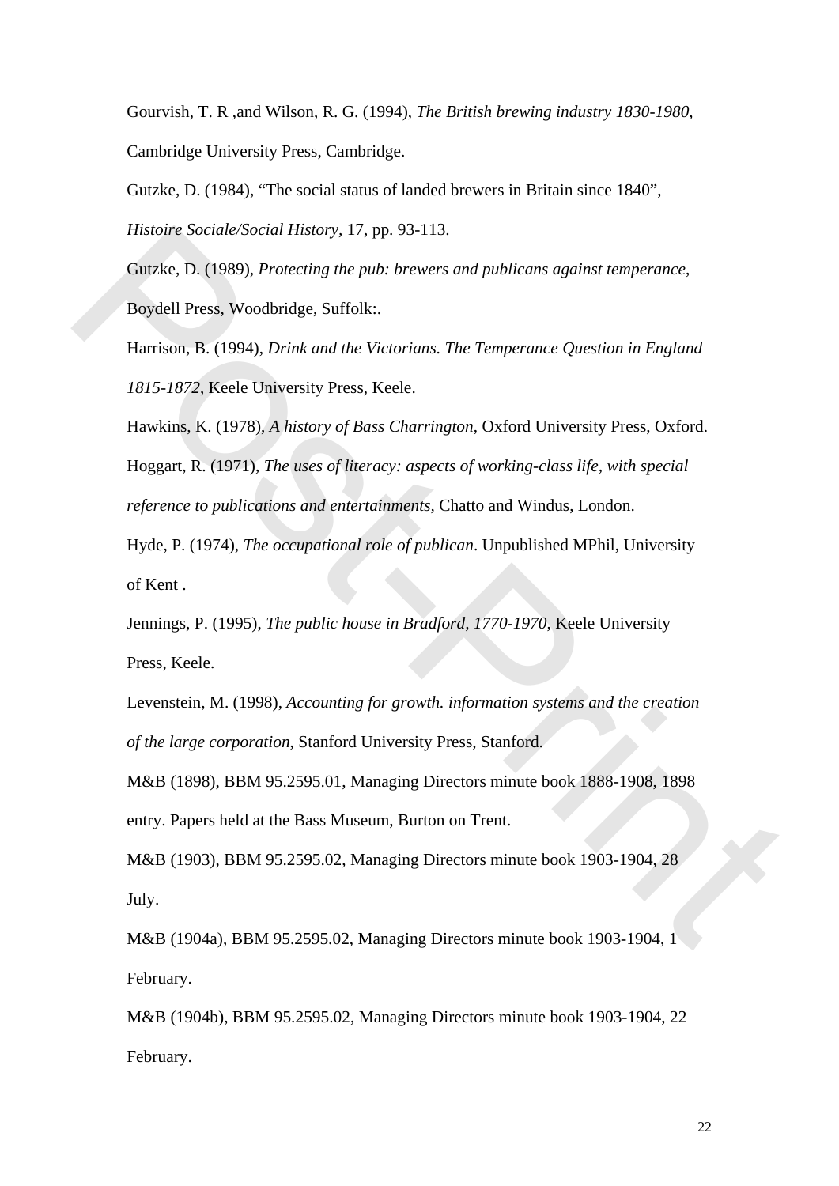Gourvish, T. R ,and Wilson, R. G. (1994), *The British brewing industry 1830-1980*, Cambridge University Press, Cambridge.

Gutzke, D. (1984), "The social status of landed brewers in Britain since 1840", *Histoire Sociale/Social History*, 17, pp. 93-113.

Gutzke, D. (1989), *Protecting the pub: brewers and publicans against temperance*, Boydell Press, Woodbridge, Suffolk:.

Harrison, B. (1994), *Drink and the Victorians. The Temperance Question in England 1815-1872*, Keele University Press, Keele.

Hawkins, K. (1978), *A history of Bass Charrington*, Oxford University Press, Oxford.

Hoggart, R. (1971), *The uses of literacy: aspects of working-class life, with special reference to publications and entertainments*, Chatto and Windus, London.

Hyde, P. (1974), *The occupational role of publican*. Unpublished MPhil, University of Kent .

Jennings, P. (1995), *The public house in Bradford, 1770-1970*, Keele University Press, Keele.

Levenstein, M. (1998), *Accounting for growth. information systems and the creation of the large corporation*, Stanford University Press, Stanford.

M&B (1898), BBM 95.2595.01, Managing Directors minute book 1888-1908, 1898 entry. Papers held at the Bass Museum, Burton on Trent.

M&B (1903), BBM 95.2595.02, Managing Directors minute book 1903-1904, 28 July.

M&B (1904a), BBM 95.2595.02, Managing Directors minute book 1903-1904, 1 February.

M&B (1904b), BBM 95.2595.02, Managing Directors minute book 1903-1904, 22 February.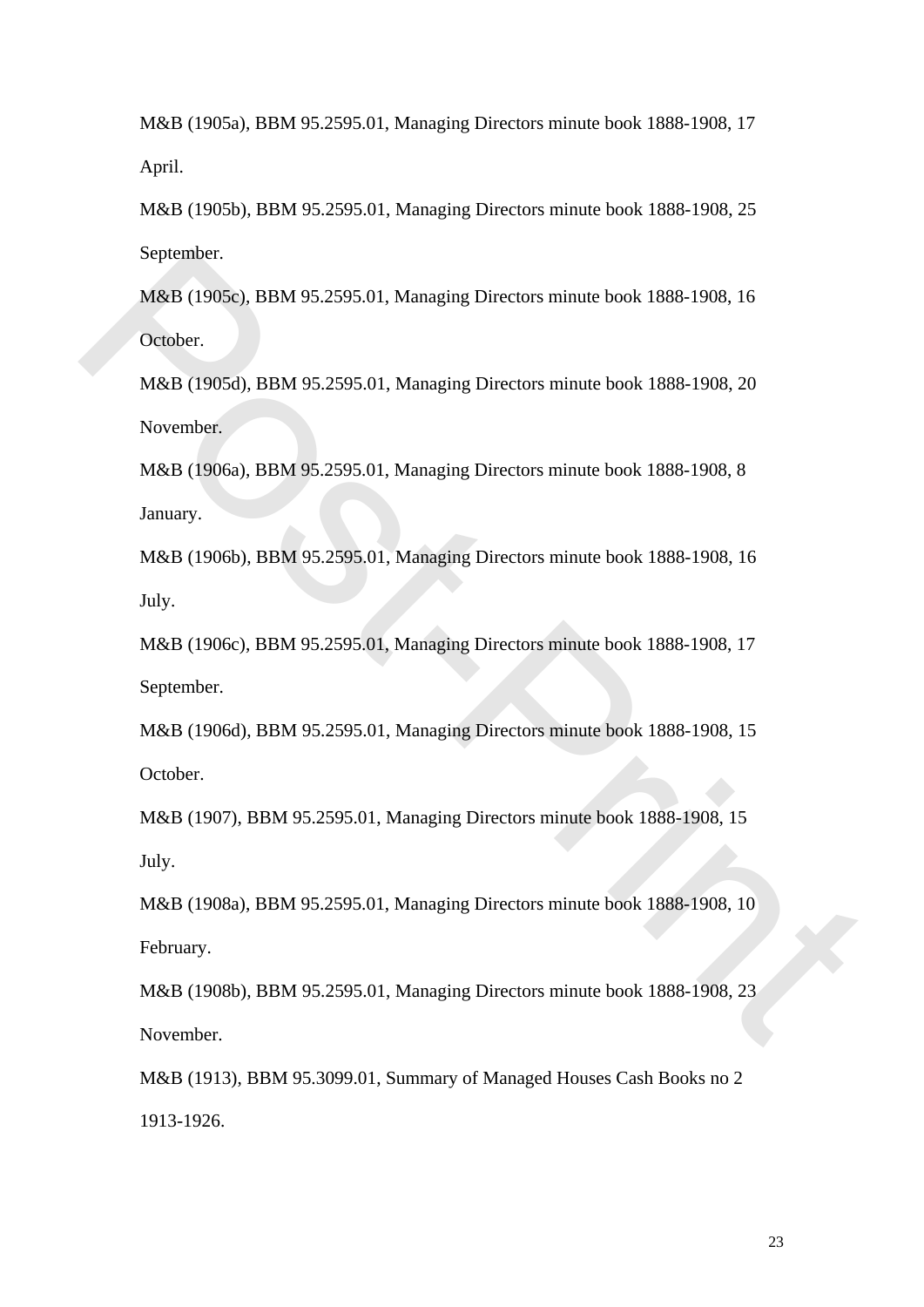M&B (1905a), BBM 95.2595.01, Managing Directors minute book 1888-1908, 17 April.

M&B (1905b), BBM 95.2595.01, Managing Directors minute book 1888-1908, 25 September.

M&B (1905c), BBM 95.2595.01, Managing Directors minute book 1888-1908, 16 October.

M&B (1905d), BBM 95.2595.01, Managing Directors minute book 1888-1908, 20 November.

M&B (1906a), BBM 95.2595.01, Managing Directors minute book 1888-1908, 8 January.

M&B (1906b), BBM 95.2595.01, Managing Directors minute book 1888-1908, 16 July.

M&B (1906c), BBM 95.2595.01, Managing Directors minute book 1888-1908, 17 September.

M&B (1906d), BBM 95.2595.01, Managing Directors minute book 1888-1908, 15 October.

M&B (1907), BBM 95.2595.01, Managing Directors minute book 1888-1908, 15 July.

M&B (1908a), BBM 95.2595.01, Managing Directors minute book 1888-1908, 10 February.

M&B (1908b), BBM 95.2595.01, Managing Directors minute book 1888-1908, 23 November.

M&B (1913), BBM 95.3099.01, Summary of Managed Houses Cash Books no 2 1913-1926.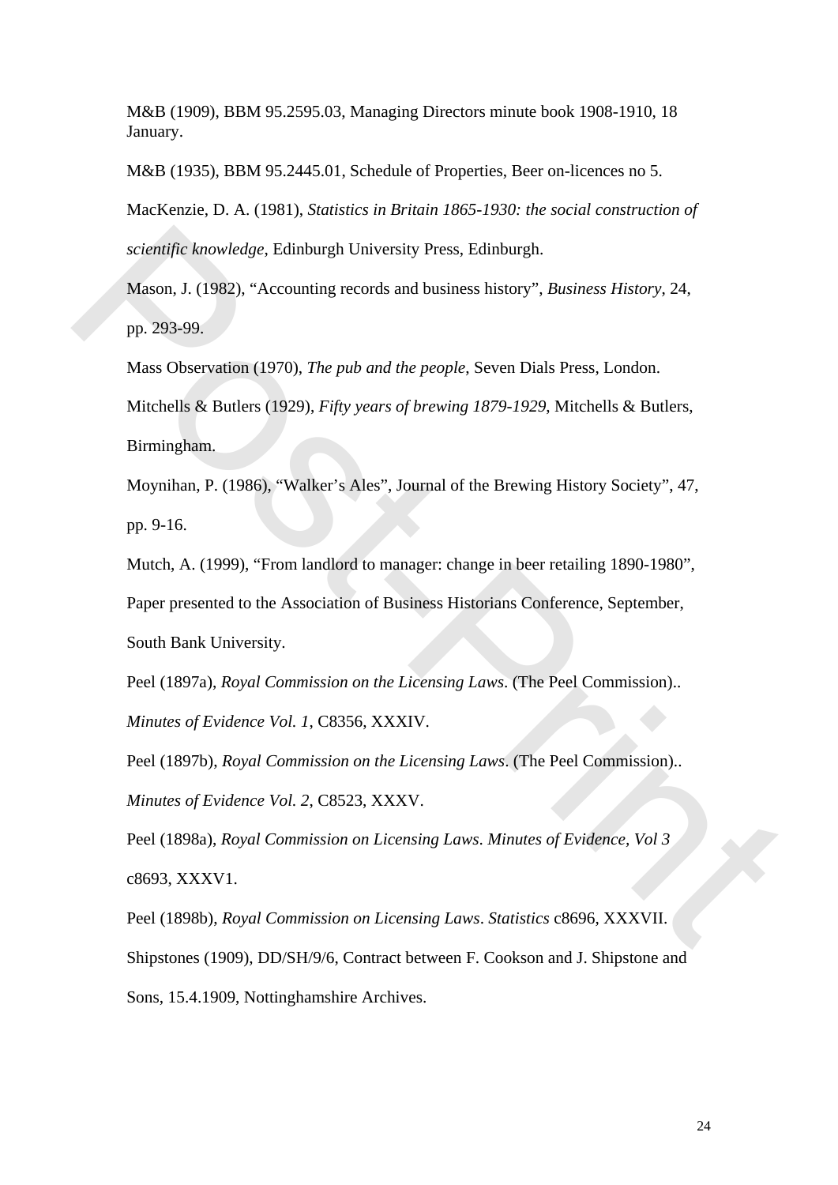M&B (1909), BBM 95.2595.03, Managing Directors minute book 1908-1910, 18 January.

M&B (1935), BBM 95.2445.01, Schedule of Properties, Beer on-licences no 5.

MacKenzie, D. A. (1981), *Statistics in Britain 1865-1930: the social construction of scientific knowledge*, Edinburgh University Press, Edinburgh.

Mason, J. (1982), "Accounting records and business history", *Business History*, 24, pp. 293-99.

Mass Observation (1970), *The pub and the people*, Seven Dials Press, London.

Mitchells & Butlers (1929), *Fifty years of brewing 1879-1929*, Mitchells & Butlers, Birmingham.

Moynihan, P. (1986), "Walker's Ales", Journal of the Brewing History Society", 47, pp. 9-16.

Mutch, A. (1999), "From landlord to manager: change in beer retailing 1890-1980", Paper presented to the Association of Business Historians Conference, September, South Bank University.

Peel (1897a), *Royal Commission on the Licensing Laws*. (The Peel Commission).. *Minutes of Evidence Vol. 1*, C8356, XXXIV.

Peel (1897b), *Royal Commission on the Licensing Laws*. (The Peel Commission).. *Minutes of Evidence Vol. 2*, C8523, XXXV.

Peel (1898a), *Royal Commission on Licensing Laws*. *Minutes of Evidence, Vol 3* c8693, XXXV1.

Peel (1898b), *Royal Commission on Licensing Laws*. *Statistics* c8696, XXXVII.

Shipstones (1909), DD/SH/9/6, Contract between F. Cookson and J. Shipstone and Sons, 15.4.1909, Nottinghamshire Archives.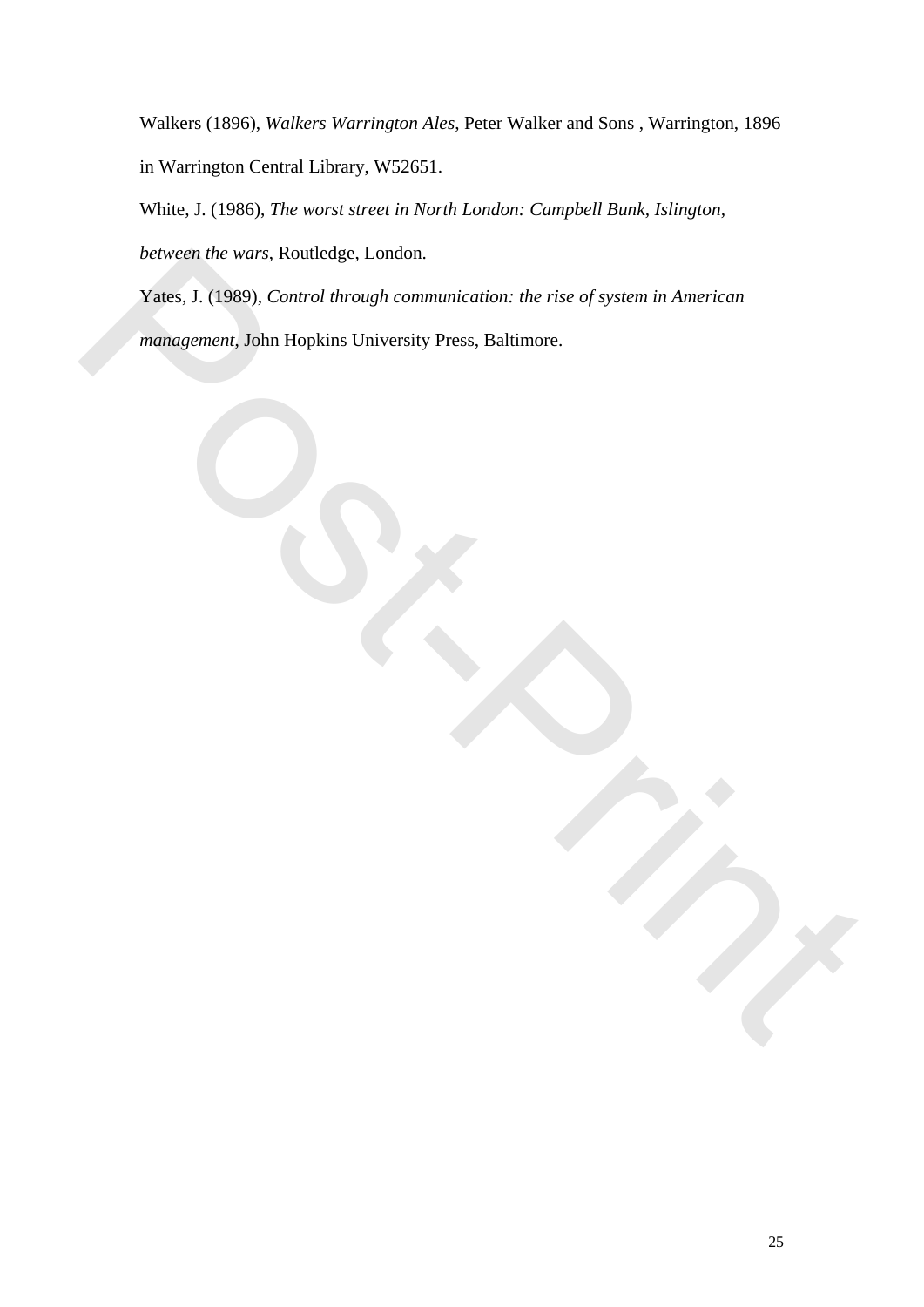Walkers (1896), *Walkers Warrington Ales*, Peter Walker and Sons , Warrington, 1896 in Warrington Central Library, W52651.

White, J. (1986), *The worst street in North London: Campbell Bunk, Islington, between the wars*, Routledge, London.

Yates, J. (1989), *Control through communication: the rise of system in American management*, John Hopkins University Press, Baltimore.